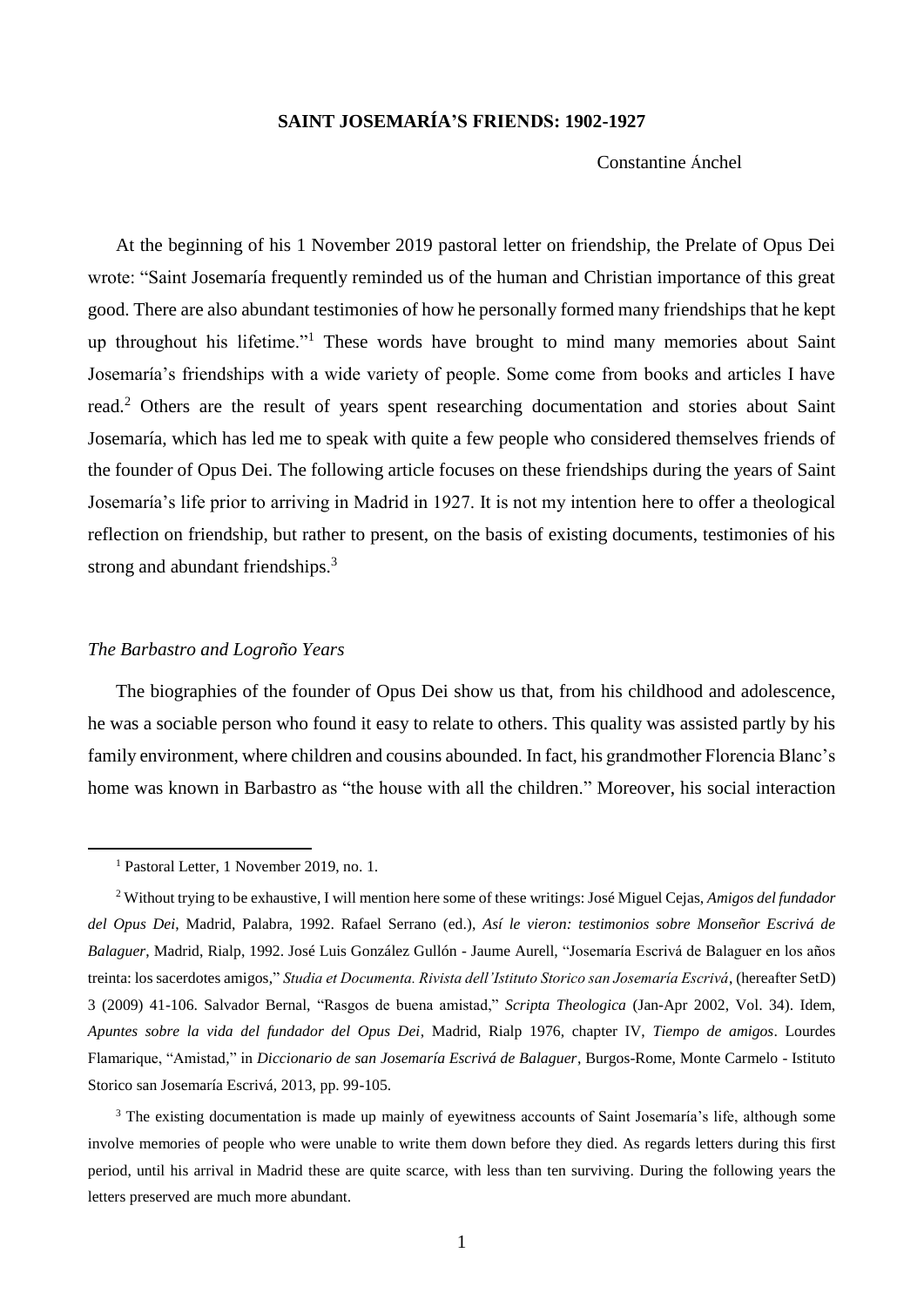# SAINT JOSEMARÍA'S FRIENDS: 1902-1927

Constantine Ánchel

At the beginning of his 1 November 2019 pastoral letter on friendship, the Prelate of Opus Dei wrote: "Saint Josemaría frequently reminded us of the human and Christian importance of this great good. There are also abundant testimonies of how he personally formed many friendships that he kept up throughout his lifetime."[1] These words have brought to mind many memories about Saint Josemaría's friendships with a wide variety of people. Some come from books and articles I have read.[2] Others are the result of years spent researching documentation and stories about Saint Josemaría, which has led me to speak with quite a few people who considered themselves friends of the founder of Opus Dei. The following article focuses on these friendships during the years of Saint Josemaría's life prior to arriving in Madrid in 1927. It is not my intention here to offer a theological reflection on friendship, but rather to present, on the basis of existing documents, testimonies of his strong and abundant friendships.[3]

## *The Barbastro and Logroño Years*

The biographies of the founder of Opus Dei show us that, from his childhood and adolescence, he was a sociable person who found it easy to relate to others. This quality was assisted partly by his family environment, where children and cousins abounded. In fact, his grandmother Florencia Blanc's home was known in Barbastro as "the house with all the children." Moreover, his social interaction

---

[1] Pastoral Letter, 1 November 2019, no. 1.

[2] Without trying to be exhaustive, I will mention here some of these writings: José Miguel Cejas, *Amigos del fundador del Opus Dei*, Madrid, Palabra, 1992. Rafael Serrano (ed.), *Así le vieron: testimonios sobre Monseñor Escrivá de Balaguer*, Madrid, Rialp, 1992. José Luis González Gullón - Jaume Aurell, "Josemaría Escrivá de Balaguer en los años treinta: los sacerdotes amigos," *Studia et Documenta. Rivista dell'Istituto Storico san Josemaría Escrivá*, (hereafter SetD) 3 (2009) 41-106. Salvador Bernal, "Rasgos de buena amistad," *Scripta Theologica* (Jan-Apr 2002, Vol. 34). Idem, *Apuntes sobre la vida del fundador del Opus Dei*, Madrid, Rialp 1976, chapter IV, *Tiempo de amigos*. Lourdes Flamarique, "Amistad," in *Diccionario de san Josemaría Escrivá de Balaguer*, Burgos-Rome, Monte Carmelo - Istituto Storico san Josemaría Escrivá, 2013, pp. 99-105.

[3] The existing documentation is made up mainly of eyewitness accounts of Saint Josemaría's life, although some involve memories of people who were unable to write them down before they died. As regards letters during this first period, until his arrival in Madrid these are quite scarce, with less than ten surviving. During the following years the letters preserved are much more abundant.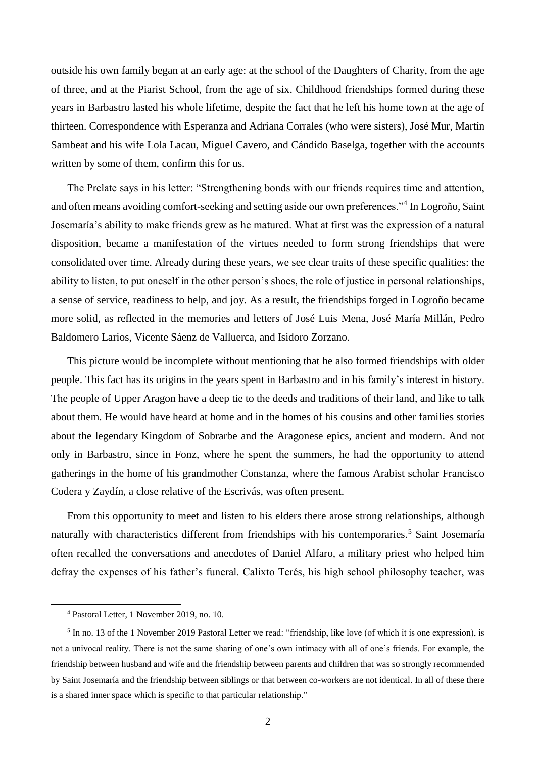outside his own family began at an early age: at the school of the Daughters of Charity, from the age of three, and at the Piarist School, from the age of six. Childhood friendships formed during these years in Barbastro lasted his whole lifetime, despite the fact that he left his home town at the age of thirteen. Correspondence with Esperanza and Adriana Corrales (who were sisters), José Mur, Martín Sambeat and his wife Lola Lacau, Miguel Cavero, and Cándido Baselga, together with the accounts written by some of them, confirm this for us.

The Prelate says in his letter: "Strengthening bonds with our friends requires time and attention, and often means avoiding comfort-seeking and setting aside our own preferences."[4] In Logroño, Saint Josemaría's ability to make friends grew as he matured. What at first was the expression of a natural disposition, became a manifestation of the virtues needed to form strong friendships that were consolidated over time. Already during these years, we see clear traits of these specific qualities: the ability to listen, to put oneself in the other person's shoes, the role of justice in personal relationships, a sense of service, readiness to help, and joy. As a result, the friendships forged in Logroño became more solid, as reflected in the memories and letters of José Luis Mena, José María Millán, Pedro Baldomero Larios, Vicente Sáenz de Valluerca, and Isidoro Zorzano.

This picture would be incomplete without mentioning that he also formed friendships with older people. This fact has its origins in the years spent in Barbastro and in his family's interest in history. The people of Upper Aragon have a deep tie to the deeds and traditions of their land, and like to talk about them. He would have heard at home and in the homes of his cousins and other families stories about the legendary Kingdom of Sobrarbe and the Aragonese epics, ancient and modern. And not only in Barbastro, since in Fonz, where he spent the summers, he had the opportunity to attend gatherings in the home of his grandmother Constanza, where the famous Arabist scholar Francisco Codera y Zaydín, a close relative of the Escrivás, was often present.

From this opportunity to meet and listen to his elders there arose strong relationships, although naturally with characteristics different from friendships with his contemporaries.[5] Saint Josemaría often recalled the conversations and anecdotes of Daniel Alfaro, a military priest who helped him defray the expenses of his father's funeral. Calixto Terés, his high school philosophy teacher, was

---

[4] Pastoral Letter, 1 November 2019, no. 10.

[5] In no. 13 of the 1 November 2019 Pastoral Letter we read: "friendship, like love (of which it is one expression), is not a univocal reality. There is not the same sharing of one's own intimacy with all of one's friends. For example, the friendship between husband and wife and the friendship between parents and children that was so strongly recommended by Saint Josemaría and the friendship between siblings or that between co-workers are not identical. In all of these there is a shared inner space which is specific to that particular relationship."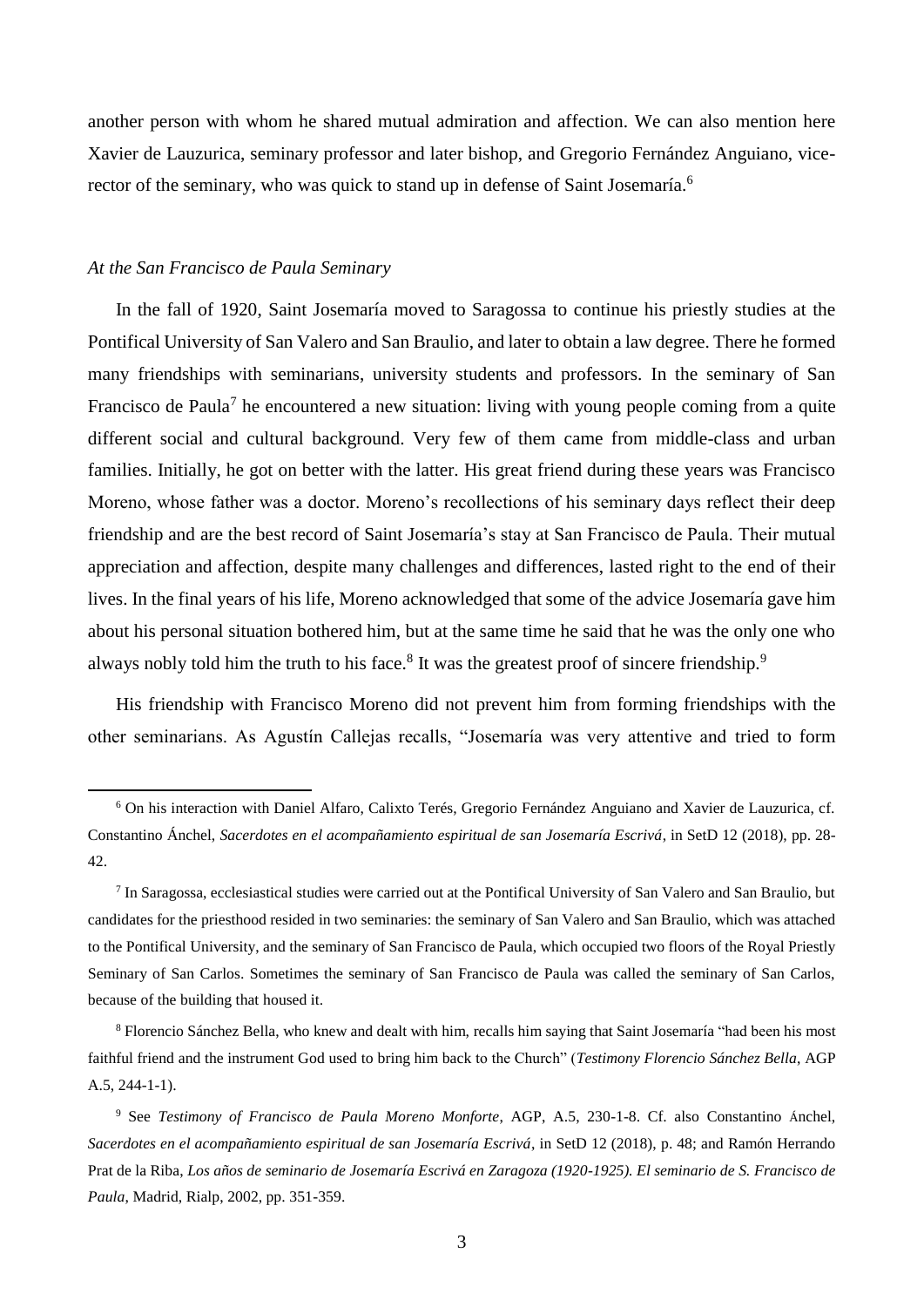another person with whom he shared mutual admiration and affection. We can also mention here Xavier de Lauzurica, seminary professor and later bishop, and Gregorio Fernández Anguiano, vice-rector of the seminary, who was quick to stand up in defense of Saint Josemaría.[6]

### *At the San Francisco de Paula Seminary*

In the fall of 1920, Saint Josemaría moved to Saragossa to continue his priestly studies at the Pontifical University of San Valero and San Braulio, and later to obtain a law degree. There he formed many friendships with seminarians, university students and professors. In the seminary of San Francisco de Paula[7] he encountered a new situation: living with young people coming from a quite different social and cultural background. Very few of them came from middle-class and urban families. Initially, he got on better with the latter. His great friend during these years was Francisco Moreno, whose father was a doctor. Moreno's recollections of his seminary days reflect their deep friendship and are the best record of Saint Josemaría's stay at San Francisco de Paula. Their mutual appreciation and affection, despite many challenges and differences, lasted right to the end of their lives. In the final years of his life, Moreno acknowledged that some of the advice Josemaría gave him about his personal situation bothered him, but at the same time he said that he was the only one who always nobly told him the truth to his face.[8] It was the greatest proof of sincere friendship.[9]

His friendship with Francisco Moreno did not prevent him from forming friendships with the other seminarians. As Agustín Callejas recalls, "Josemaría was very attentive and tried to form

---

[6] On his interaction with Daniel Alfaro, Calixto Terés, Gregorio Fernández Anguiano and Xavier de Lauzurica, cf. Constantino Ánchel, *Sacerdotes en el acompañamiento espiritual de san Josemaría Escrivá*, in SetD 12 (2018), pp. 28-42.

[7] In Saragossa, ecclesiastical studies were carried out at the Pontifical University of San Valero and San Braulio, but candidates for the priesthood resided in two seminaries: the seminary of San Valero and San Braulio, which was attached to the Pontifical University, and the seminary of San Francisco de Paula, which occupied two floors of the Royal Priestly Seminary of San Carlos. Sometimes the seminary of San Francisco de Paula was called the seminary of San Carlos, because of the building that housed it.

[8] Florencio Sánchez Bella, who knew and dealt with him, recalls him saying that Saint Josemaría "had been his most faithful friend and the instrument God used to bring him back to the Church" (*Testimony Florencio Sánchez Bella*, AGP A.5, 244-1-1).

[9] See *Testimony of Francisco de Paula Moreno Monforte*, AGP, A.5, 230-1-8. Cf. also Constantino Ánchel, *Sacerdotes en el acompañamiento espiritual de san Josemaría Escrivá*, in SetD 12 (2018), p. 48; and Ramón Herrando Prat de la Riba, *Los años de seminario de Josemaría Escrivá en Zaragoza (1920-1925). El seminario de S. Francisco de Paula*, Madrid, Rialp, 2002, pp. 351-359.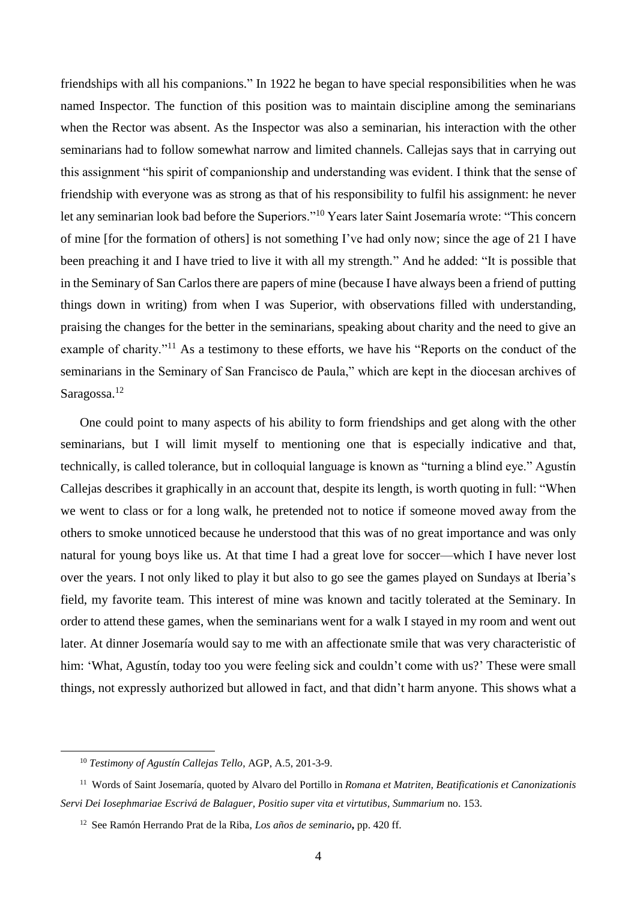friendships with all his companions." In 1922 he began to have special responsibilities when he was named Inspector. The function of this position was to maintain discipline among the seminarians when the Rector was absent. As the Inspector was also a seminarian, his interaction with the other seminarians had to follow somewhat narrow and limited channels. Callejas says that in carrying out this assignment "his spirit of companionship and understanding was evident. I think that the sense of friendship with everyone was as strong as that of his responsibility to fulfil his assignment: he never let any seminarian look bad before the Superiors."[10] Years later Saint Josemaría wrote: "This concern of mine [for the formation of others] is not something I've had only now; since the age of 21 I have been preaching it and I have tried to live it with all my strength." And he added: "It is possible that in the Seminary of San Carlos there are papers of mine (because I have always been a friend of putting things down in writing) from when I was Superior, with observations filled with understanding, praising the changes for the better in the seminarians, speaking about charity and the need to give an example of charity."[11] As a testimony to these efforts, we have his "Reports on the conduct of the seminarians in the Seminary of San Francisco de Paula," which are kept in the diocesan archives of Saragossa.[12]

One could point to many aspects of his ability to form friendships and get along with the other seminarians, but I will limit myself to mentioning one that is especially indicative and that, technically, is called tolerance, but in colloquial language is known as "turning a blind eye." Agustín Callejas describes it graphically in an account that, despite its length, is worth quoting in full: "When we went to class or for a long walk, he pretended not to notice if someone moved away from the others to smoke unnoticed because he understood that this was of no great importance and was only natural for young boys like us. At that time I had a great love for soccer—which I have never lost over the years. I not only liked to play it but also to go see the games played on Sundays at Iberia's field, my favorite team. This interest of mine was known and tacitly tolerated at the Seminary. In order to attend these games, when the seminarians went for a walk I stayed in my room and went out later. At dinner Josemaría would say to me with an affectionate smile that was very characteristic of him: 'What, Agustín, today too you were feeling sick and couldn't come with us?' These were small things, not expressly authorized but allowed in fact, and that didn't harm anyone. This shows what a

---

[10] *Testimony of Agustín Callejas Tello*, AGP, A.5, 201-3-9.

[11] Words of Saint Josemaría, quoted by Alvaro del Portillo in *Romana et Matriten, Beatificationis et Canonizationis Servi Dei Iosephmariae Escrivá de Balaguer, Positio super vita et virtutibus, Summarium* no. 153.

[12] See Ramón Herrando Prat de la Riba, *Los años de seminario*, pp. 420 ff.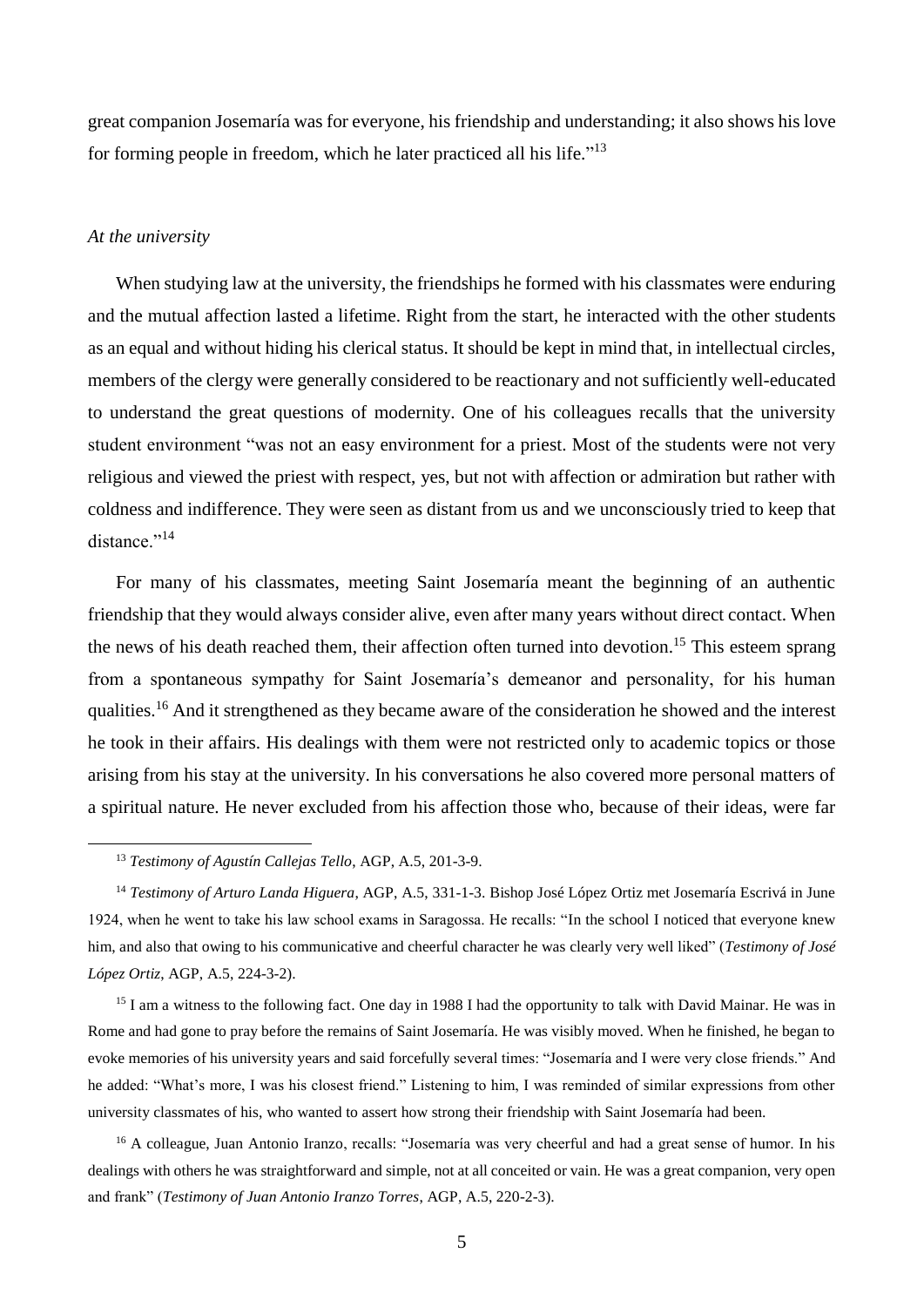great companion Josemaría was for everyone, his friendship and understanding; it also shows his love for forming people in freedom, which he later practiced all his life."[13]

*At the university*

When studying law at the university, the friendships he formed with his classmates were enduring and the mutual affection lasted a lifetime. Right from the start, he interacted with the other students as an equal and without hiding his clerical status. It should be kept in mind that, in intellectual circles, members of the clergy were generally considered to be reactionary and not sufficiently well-educated to understand the great questions of modernity. One of his colleagues recalls that the university student environment "was not an easy environment for a priest. Most of the students were not very religious and viewed the priest with respect, yes, but not with affection or admiration but rather with coldness and indifference. They were seen as distant from us and we unconsciously tried to keep that distance."[14]

For many of his classmates, meeting Saint Josemaría meant the beginning of an authentic friendship that they would always consider alive, even after many years without direct contact. When the news of his death reached them, their affection often turned into devotion.[15] This esteem sprang from a spontaneous sympathy for Saint Josemaría's demeanor and personality, for his human qualities.[16] And it strengthened as they became aware of the consideration he showed and the interest he took in their affairs. His dealings with them were not restricted only to academic topics or those arising from his stay at the university. In his conversations he also covered more personal matters of a spiritual nature. He never excluded from his affection those who, because of their ideas, were far

---

[13] *Testimony of Agustín Callejas Tello*, AGP, A.5, 201-3-9.

[14] *Testimony of Arturo Landa Higuera*, AGP, A.5, 331-1-3. Bishop José López Ortiz met Josemaría Escrivá in June 1924, when he went to take his law school exams in Saragossa. He recalls: "In the school I noticed that everyone knew him, and also that owing to his communicative and cheerful character he was clearly very well liked" (*Testimony of José López Ortiz*, AGP, A.5, 224-3-2).

[15] I am a witness to the following fact. One day in 1988 I had the opportunity to talk with David Mainar. He was in Rome and had gone to pray before the remains of Saint Josemaría. He was visibly moved. When he finished, he began to evoke memories of his university years and said forcefully several times: "Josemaría and I were very close friends." And he added: "What's more, I was his closest friend." Listening to him, I was reminded of similar expressions from other university classmates of his, who wanted to assert how strong their friendship with Saint Josemaría had been.

[16] A colleague, Juan Antonio Iranzo, recalls: "Josemaría was very cheerful and had a great sense of humor. In his dealings with others he was straightforward and simple, not at all conceited or vain. He was a great companion, very open and frank" (*Testimony of Juan Antonio Iranzo Torres*, AGP, A.5, 220-2-3).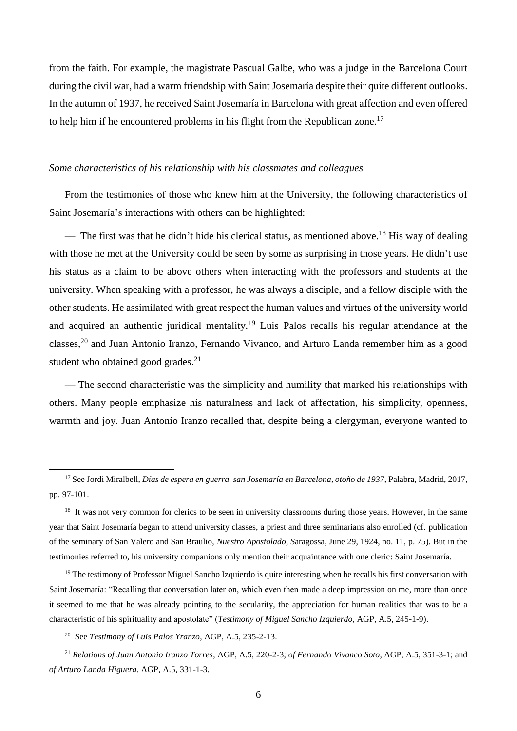from the faith. For example, the magistrate Pascual Galbe, who was a judge in the Barcelona Court during the civil war, had a warm friendship with Saint Josemaría despite their quite different outlooks. In the autumn of 1937, he received Saint Josemaría in Barcelona with great affection and even offered to help him if he encountered problems in his flight from the Republican zone.[17]

*Some characteristics of his relationship with his classmates and colleagues*

From the testimonies of those who knew him at the University, the following characteristics of Saint Josemaría's interactions with others can be highlighted:

— The first was that he didn't hide his clerical status, as mentioned above.[18] His way of dealing with those he met at the University could be seen by some as surprising in those years. He didn't use his status as a claim to be above others when interacting with the professors and students at the university. When speaking with a professor, he was always a disciple, and a fellow disciple with the other students. He assimilated with great respect the human values and virtues of the university world and acquired an authentic juridical mentality.[19] Luis Palos recalls his regular attendance at the classes,[20] and Juan Antonio Iranzo, Fernando Vivanco, and Arturo Landa remember him as a good student who obtained good grades.[21]

— The second characteristic was the simplicity and humility that marked his relationships with others. Many people emphasize his naturalness and lack of affectation, his simplicity, openness, warmth and joy. Juan Antonio Iranzo recalled that, despite being a clergyman, everyone wanted to

---

[17] See Jordi Miralbell, *Días de espera en guerra. san Josemaría en Barcelona, otoño de 1937*, Palabra, Madrid, 2017, pp. 97-101.

[18] It was not very common for clerics to be seen in university classrooms during those years. However, in the same year that Saint Josemaría began to attend university classes, a priest and three seminarians also enrolled (cf. publication of the seminary of San Valero and San Braulio, *Nuestro Apostolado, S*aragossa, June 29, 1924, no. 11, p. 75). But in the testimonies referred to, his university companions only mention their acquaintance with one cleric: Saint Josemaría.

[19] The testimony of Professor Miguel Sancho Izquierdo is quite interesting when he recalls his first conversation with Saint Josemaría: "Recalling that conversation later on, which even then made a deep impression on me, more than once it seemed to me that he was already pointing to the secularity, the appreciation for human realities that was to be a characteristic of his spirituality and apostolate" (*Testimony of Miguel Sancho Izquierdo*, AGP, A.5, 245-1-9).

[20] See *Testimony of Luis Palos Yranzo*, AGP, A.5, 235-2-13.

[21] *Relations of Juan Antonio Iranzo Torres*, AGP, A.5, 220-2-3; *of Fernando Vivanco Soto*, AGP, A.5, 351-3-1; and *of Arturo Landa Higuera*, AGP, A.5, 331-1-3.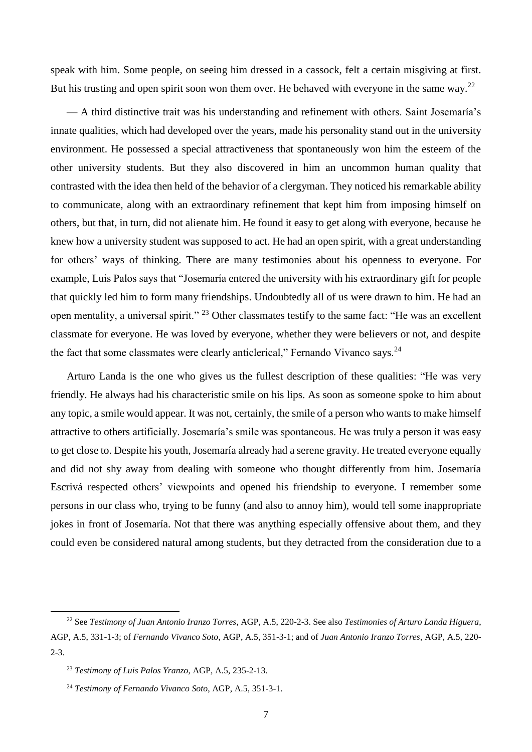speak with him. Some people, on seeing him dressed in a cassock, felt a certain misgiving at first. But his trusting and open spirit soon won them over. He behaved with everyone in the same way.[22]

— A third distinctive trait was his understanding and refinement with others. Saint Josemaría's innate qualities, which had developed over the years, made his personality stand out in the university environment. He possessed a special attractiveness that spontaneously won him the esteem of the other university students. But they also discovered in him an uncommon human quality that contrasted with the idea then held of the behavior of a clergyman. They noticed his remarkable ability to communicate, along with an extraordinary refinement that kept him from imposing himself on others, but that, in turn, did not alienate him. He found it easy to get along with everyone, because he knew how a university student was supposed to act. He had an open spirit, with a great understanding for others' ways of thinking. There are many testimonies about his openness to everyone. For example, Luis Palos says that "Josemaría entered the university with his extraordinary gift for people that quickly led him to form many friendships. Undoubtedly all of us were drawn to him. He had an open mentality, a universal spirit." [23] Other classmates testify to the same fact: "He was an excellent classmate for everyone. He was loved by everyone, whether they were believers or not, and despite the fact that some classmates were clearly anticlerical," Fernando Vivanco says.[24]

Arturo Landa is the one who gives us the fullest description of these qualities: "He was very friendly. He always had his characteristic smile on his lips. As soon as someone spoke to him about any topic, a smile would appear. It was not, certainly, the smile of a person who wants to make himself attractive to others artificially. Josemaría's smile was spontaneous. He was truly a person it was easy to get close to. Despite his youth, Josemaría already had a serene gravity. He treated everyone equally and did not shy away from dealing with someone who thought differently from him. Josemaría Escrivá respected others' viewpoints and opened his friendship to everyone. I remember some persons in our class who, trying to be funny (and also to annoy him), would tell some inappropriate jokes in front of Josemaría. Not that there was anything especially offensive about them, and they could even be considered natural among students, but they detracted from the consideration due to a

---

[22] See *Testimony of Juan Antonio Iranzo Torres*, AGP, A.5, 220-2-3. See also *Testimonies of Arturo Landa Higuera*, AGP, A.5, 331-1-3; of *Fernando Vivanco Soto*, AGP, A.5, 351-3-1; and of *Juan Antonio Iranzo Torres*, AGP, A.5, 220-2-3.

[23] *Testimony of Luis Palos Yranzo*, AGP, A.5, 235-2-13.

[24] *Testimony of Fernando Vivanco Soto*, AGP, A.5, 351-3-1.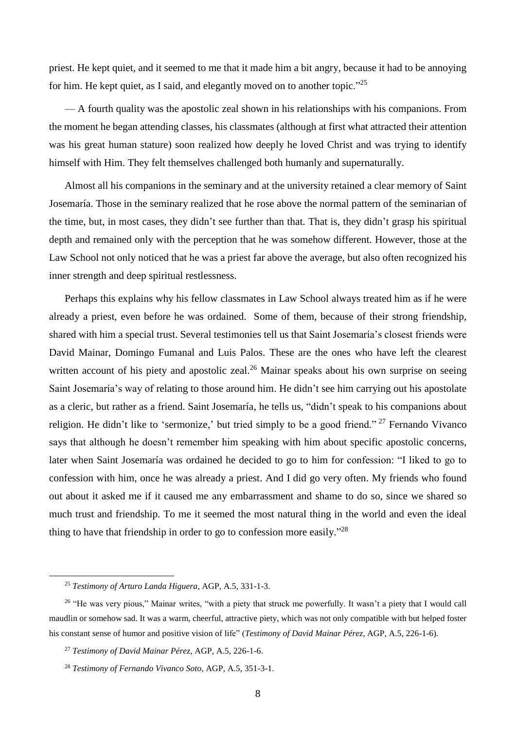priest. He kept quiet, and it seemed to me that it made him a bit angry, because it had to be annoying for him. He kept quiet, as I said, and elegantly moved on to another topic."[25]

— A fourth quality was the apostolic zeal shown in his relationships with his companions. From the moment he began attending classes, his classmates (although at first what attracted their attention was his great human stature) soon realized how deeply he loved Christ and was trying to identify himself with Him. They felt themselves challenged both humanly and supernaturally.

Almost all his companions in the seminary and at the university retained a clear memory of Saint Josemaría. Those in the seminary realized that he rose above the normal pattern of the seminarian of the time, but, in most cases, they didn't see further than that. That is, they didn't grasp his spiritual depth and remained only with the perception that he was somehow different. However, those at the Law School not only noticed that he was a priest far above the average, but also often recognized his inner strength and deep spiritual restlessness.

Perhaps this explains why his fellow classmates in Law School always treated him as if he were already a priest, even before he was ordained. Some of them, because of their strong friendship, shared with him a special trust. Several testimonies tell us that Saint Josemaría's closest friends were David Mainar, Domingo Fumanal and Luis Palos. These are the ones who have left the clearest written account of his piety and apostolic zeal.[26] Mainar speaks about his own surprise on seeing Saint Josemaría's way of relating to those around him. He didn't see him carrying out his apostolate as a cleric, but rather as a friend. Saint Josemaría, he tells us, "didn't speak to his companions about religion. He didn't like to 'sermonize,' but tried simply to be a good friend."[27] Fernando Vivanco says that although he doesn't remember him speaking with him about specific apostolic concerns, later when Saint Josemaría was ordained he decided to go to him for confession: "I liked to go to confession with him, once he was already a priest. And I did go very often. My friends who found out about it asked me if it caused me any embarrassment and shame to do so, since we shared so much trust and friendship. To me it seemed the most natural thing in the world and even the ideal thing to have that friendship in order to go to confession more easily."[28]

---

[25] *Testimony of Arturo Landa Higuera*, AGP, A.5, 331-1-3.

[26] "He was very pious," Mainar writes, "with a piety that struck me powerfully. It wasn't a piety that I would call maudlin or somehow sad. It was a warm, cheerful, attractive piety, which was not only compatible with but helped foster his constant sense of humor and positive vision of life" (*Testimony of David Mainar Pérez*, AGP, A.5, 226-1-6).

[27] *Testimony of David Mainar Pérez*, AGP, A.5, 226-1-6.

[28] *Testimony of Fernando Vivanco Soto*, AGP, A.5, 351-3-1.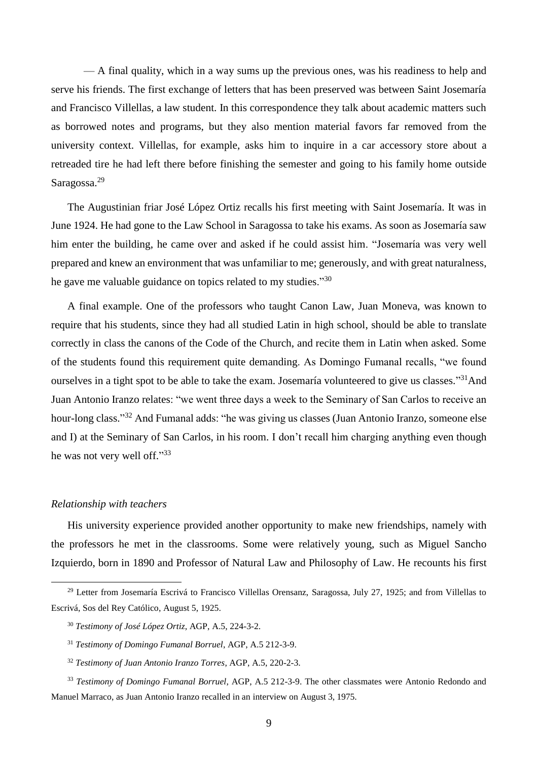— A final quality, which in a way sums up the previous ones, was his readiness to help and serve his friends. The first exchange of letters that has been preserved was between Saint Josemaría and Francisco Villellas, a law student. In this correspondence they talk about academic matters such as borrowed notes and programs, but they also mention material favors far removed from the university context. Villellas, for example, asks him to inquire in a car accessory store about a retreaded tire he had left there before finishing the semester and going to his family home outside Saragossa.[29]

The Augustinian friar José López Ortiz recalls his first meeting with Saint Josemaría. It was in June 1924. He had gone to the Law School in Saragossa to take his exams. As soon as Josemaría saw him enter the building, he came over and asked if he could assist him. "Josemaría was very well prepared and knew an environment that was unfamiliar to me; generously, and with great naturalness, he gave me valuable guidance on topics related to my studies."[30]

A final example. One of the professors who taught Canon Law, Juan Moneva, was known to require that his students, since they had all studied Latin in high school, should be able to translate correctly in class the canons of the Code of the Church, and recite them in Latin when asked. Some of the students found this requirement quite demanding. As Domingo Fumanal recalls, "we found ourselves in a tight spot to be able to take the exam. Josemaría volunteered to give us classes."[31] And Juan Antonio Iranzo relates: "we went three days a week to the Seminary of San Carlos to receive an hour-long class."[32] And Fumanal adds: "he was giving us classes (Juan Antonio Iranzo, someone else and I) at the Seminary of San Carlos, in his room. I don't recall him charging anything even though he was not very well off."[33]

*Relationship with teachers*

His university experience provided another opportunity to make new friendships, namely with the professors he met in the classrooms. Some were relatively young, such as Miguel Sancho Izquierdo, born in 1890 and Professor of Natural Law and Philosophy of Law. He recounts his first

[29] Letter from Josemaría Escrivá to Francisco Villellas Orensanz, Saragossa, July 27, 1925; and from Villellas to Escrivá, Sos del Rey Católico, August 5, 1925.

[30] *Testimony of José López Ortiz*, AGP, A.5, 224-3-2.

[31] *Testimony of Domingo Fumanal Borruel*, AGP, A.5 212-3-9.

[32] *Testimony of Juan Antonio Iranzo Torres*, AGP, A.5, 220-2-3.

[33] *Testimony of Domingo Fumanal Borruel*, AGP, A.5 212-3-9. The other classmates were Antonio Redondo and Manuel Marraco, as Juan Antonio Iranzo recalled in an interview on August 3, 1975.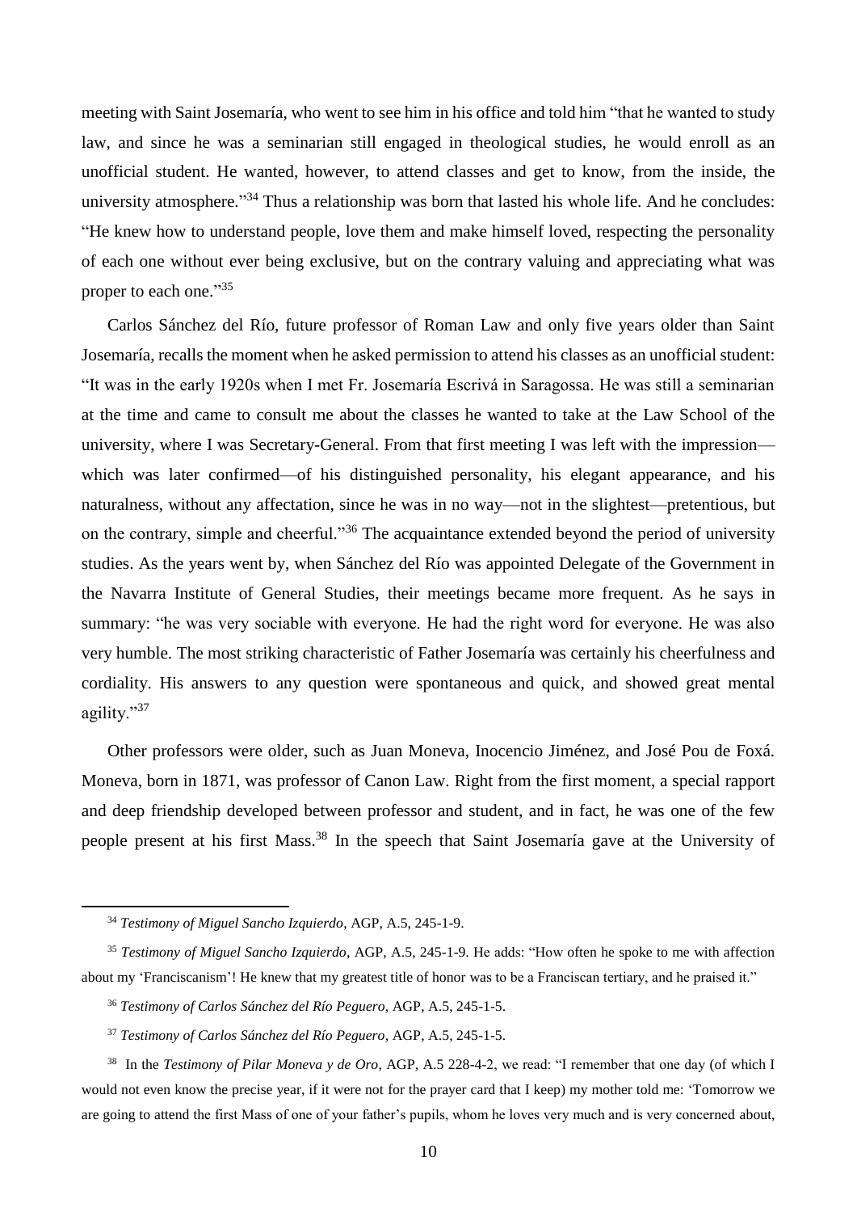meeting with Saint Josemaría, who went to see him in his office and told him "that he wanted to study law, and since he was a seminarian still engaged in theological studies, he would enroll as an unofficial student. He wanted, however, to attend classes and get to know, from the inside, the university atmosphere."[34] Thus a relationship was born that lasted his whole life. And he concludes: "He knew how to understand people, love them and make himself loved, respecting the personality of each one without ever being exclusive, but on the contrary valuing and appreciating what was proper to each one."[35]

Carlos Sánchez del Río, future professor of Roman Law and only five years older than Saint Josemaría, recalls the moment when he asked permission to attend his classes as an unofficial student: "It was in the early 1920s when I met Fr. Josemaría Escrivá in Saragossa. He was still a seminarian at the time and came to consult me about the classes he wanted to take at the Law School of the university, where I was Secretary-General. From that first meeting I was left with the impression—which was later confirmed—of his distinguished personality, his elegant appearance, and his naturalness, without any affectation, since he was in no way—not in the slightest—pretentious, but on the contrary, simple and cheerful."[36] The acquaintance extended beyond the period of university studies. As the years went by, when Sánchez del Río was appointed Delegate of the Government in the Navarra Institute of General Studies, their meetings became more frequent. As he says in summary: "he was very sociable with everyone. He had the right word for everyone. He was also very humble. The most striking characteristic of Father Josemaría was certainly his cheerfulness and cordiality. His answers to any question were spontaneous and quick, and showed great mental agility."[37]

Other professors were older, such as Juan Moneva, Inocencio Jiménez, and José Pou de Foxá. Moneva, born in 1871, was professor of Canon Law. Right from the first moment, a special rapport and deep friendship developed between professor and student, and in fact, he was one of the few people present at his first Mass.[38] In the speech that Saint Josemaría gave at the University of

---

[34] *Testimony of Miguel Sancho Izquierdo*, AGP, A.5, 245-1-9.

[35] *Testimony of Miguel Sancho Izquierdo*, AGP, A.5, 245-1-9. He adds: "How often he spoke to me with affection about my 'Franciscanism'! He knew that my greatest title of honor was to be a Franciscan tertiary, and he praised it."

[36] *Testimony of Carlos Sánchez del Río Peguero*, AGP, A.5, 245-1-5.

[37] *Testimony of Carlos Sánchez del Río Peguero*, AGP, A.5, 245-1-5.

[38] In the *Testimony of Pilar Moneva y de Oro*, AGP, A.5 228-4-2, we read: "I remember that one day (of which I would not even know the precise year, if it were not for the prayer card that I keep) my mother told me: 'Tomorrow we are going to attend the first Mass of one of your father's pupils, whom he loves very much and is very concerned about,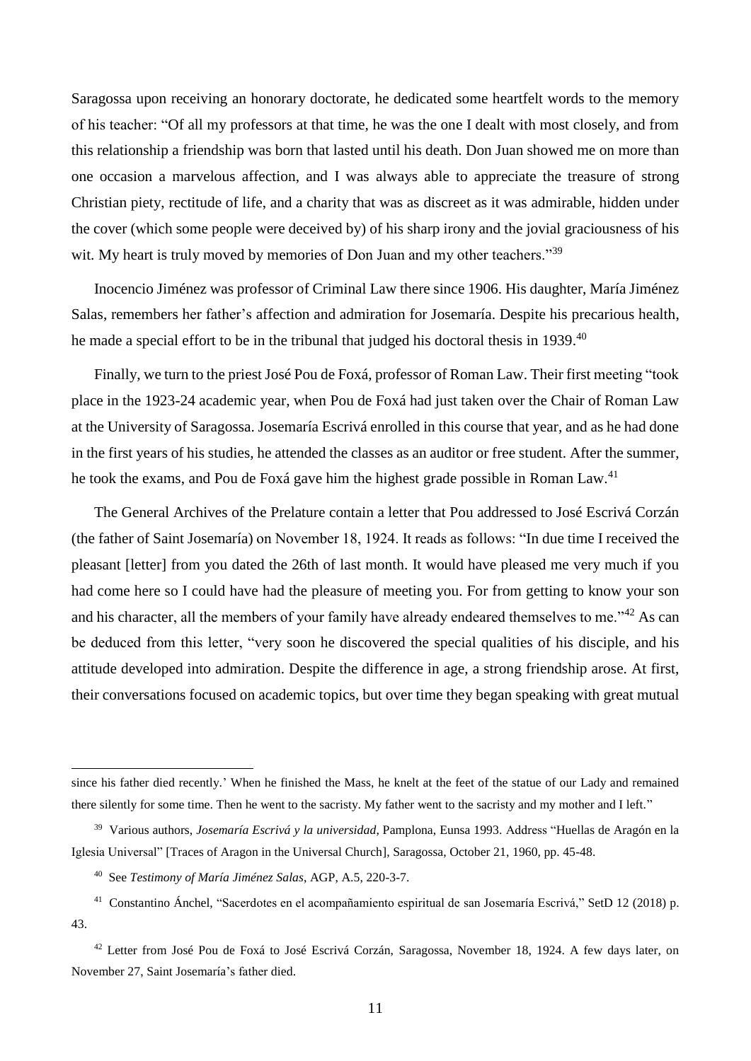Saragossa upon receiving an honorary doctorate, he dedicated some heartfelt words to the memory of his teacher: "Of all my professors at that time, he was the one I dealt with most closely, and from this relationship a friendship was born that lasted until his death. Don Juan showed me on more than one occasion a marvelous affection, and I was always able to appreciate the treasure of strong Christian piety, rectitude of life, and a charity that was as discreet as it was admirable, hidden under the cover (which some people were deceived by) of his sharp irony and the jovial graciousness of his wit. My heart is truly moved by memories of Don Juan and my other teachers."[39]

Inocencio Jiménez was professor of Criminal Law there since 1906. His daughter, María Jiménez Salas, remembers her father's affection and admiration for Josemaría. Despite his precarious health, he made a special effort to be in the tribunal that judged his doctoral thesis in 1939.[40]

Finally, we turn to the priest José Pou de Foxá, professor of Roman Law. Their first meeting "took place in the 1923-24 academic year, when Pou de Foxá had just taken over the Chair of Roman Law at the University of Saragossa. Josemaría Escrivá enrolled in this course that year, and as he had done in the first years of his studies, he attended the classes as an auditor or free student. After the summer, he took the exams, and Pou de Foxá gave him the highest grade possible in Roman Law.[41]

The General Archives of the Prelature contain a letter that Pou addressed to José Escrivá Corzán (the father of Saint Josemaría) on November 18, 1924. It reads as follows: "In due time I received the pleasant [letter] from you dated the 26th of last month. It would have pleased me very much if you had come here so I could have had the pleasure of meeting you. For from getting to know your son and his character, all the members of your family have already endeared themselves to me."[42] As can be deduced from this letter, "very soon he discovered the special qualities of his disciple, and his attitude developed into admiration. Despite the difference in age, a strong friendship arose. At first, their conversations focused on academic topics, but over time they began speaking with great mutual

---

since his father died recently.' When he finished the Mass, he knelt at the feet of the statue of our Lady and remained there silently for some time. Then he went to the sacristy. My father went to the sacristy and my mother and I left."

[39] Various authors, *Josemaría Escrivá y la universidad*, Pamplona, Eunsa 1993. Address "Huellas de Aragón en la Iglesia Universal" [Traces of Aragon in the Universal Church], Saragossa, October 21, 1960, pp. 45-48.

[40] See *Testimony of María Jiménez Salas*, AGP, A.5, 220-3-7.

[41] Constantino Ánchel, "Sacerdotes en el acompañamiento espiritual de san Josemaría Escrivá," SetD 12 (2018) p. 43.

[42] Letter from José Pou de Foxá to José Escrivá Corzán, Saragossa, November 18, 1924. A few days later, on November 27, Saint Josemaría's father died.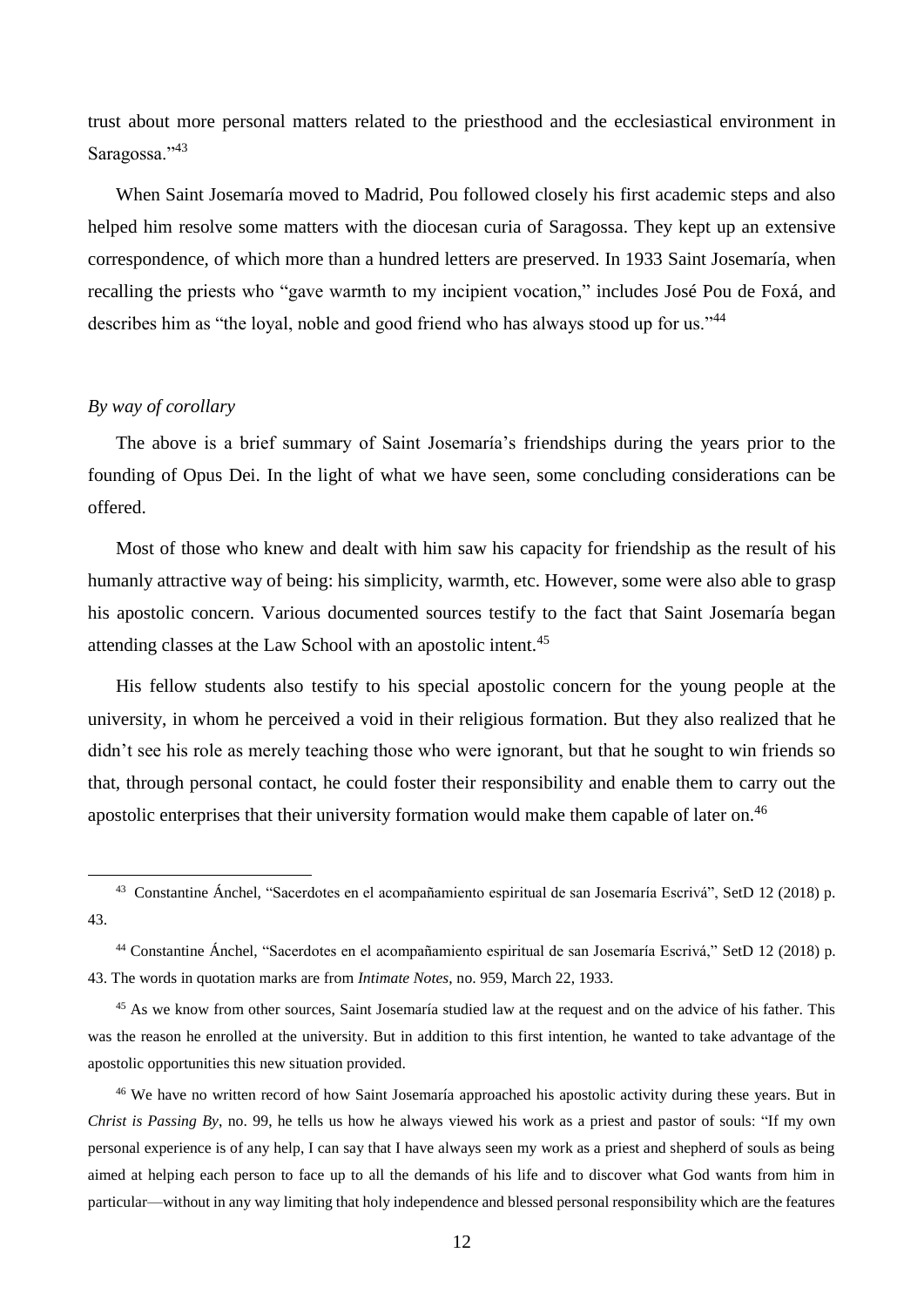trust about more personal matters related to the priesthood and the ecclesiastical environment in Saragossa."[43]

When Saint Josemaría moved to Madrid, Pou followed closely his first academic steps and also helped him resolve some matters with the diocesan curia of Saragossa. They kept up an extensive correspondence, of which more than a hundred letters are preserved. In 1933 Saint Josemaría, when recalling the priests who "gave warmth to my incipient vocation," includes José Pou de Foxá, and describes him as "the loyal, noble and good friend who has always stood up for us."[44]

*By way of corollary*

The above is a brief summary of Saint Josemaría's friendships during the years prior to the founding of Opus Dei. In the light of what we have seen, some concluding considerations can be offered.

Most of those who knew and dealt with him saw his capacity for friendship as the result of his humanly attractive way of being: his simplicity, warmth, etc. However, some were also able to grasp his apostolic concern. Various documented sources testify to the fact that Saint Josemaría began attending classes at the Law School with an apostolic intent.[45]

His fellow students also testify to his special apostolic concern for the young people at the university, in whom he perceived a void in their religious formation. But they also realized that he didn't see his role as merely teaching those who were ignorant, but that he sought to win friends so that, through personal contact, he could foster their responsibility and enable them to carry out the apostolic enterprises that their university formation would make them capable of later on.[46]

---

[43] Constantine Ánchel, "Sacerdotes en el acompañamiento espiritual de san Josemaría Escrivá", SetD 12 (2018) p. 43.

[44] Constantine Ánchel, "Sacerdotes en el acompañamiento espiritual de san Josemaría Escrivá," SetD 12 (2018) p. 43. The words in quotation marks are from *Intimate Notes*, no. 959, March 22, 1933.

[45] As we know from other sources, Saint Josemaría studied law at the request and on the advice of his father. This was the reason he enrolled at the university. But in addition to this first intention, he wanted to take advantage of the apostolic opportunities this new situation provided.

[46] We have no written record of how Saint Josemaría approached his apostolic activity during these years. But in *Christ is Passing By*, no. 99, he tells us how he always viewed his work as a priest and pastor of souls: "If my own personal experience is of any help, I can say that I have always seen my work as a priest and shepherd of souls as being aimed at helping each person to face up to all the demands of his life and to discover what God wants from him in particular—without in any way limiting that holy independence and blessed personal responsibility which are the features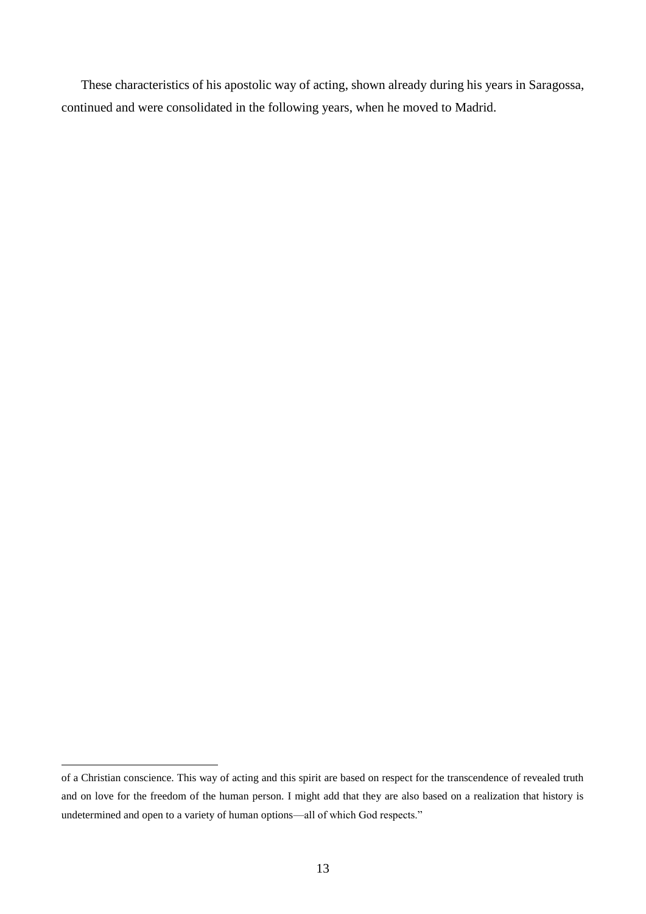These characteristics of his apostolic way of acting, shown already during his years in Saragossa, continued and were consolidated in the following years, when he moved to Madrid.

---

of a Christian conscience. This way of acting and this spirit are based on respect for the transcendence of revealed truth and on love for the freedom of the human person. I might add that they are also based on a realization that history is undetermined and open to a variety of human options—all of which God respects."